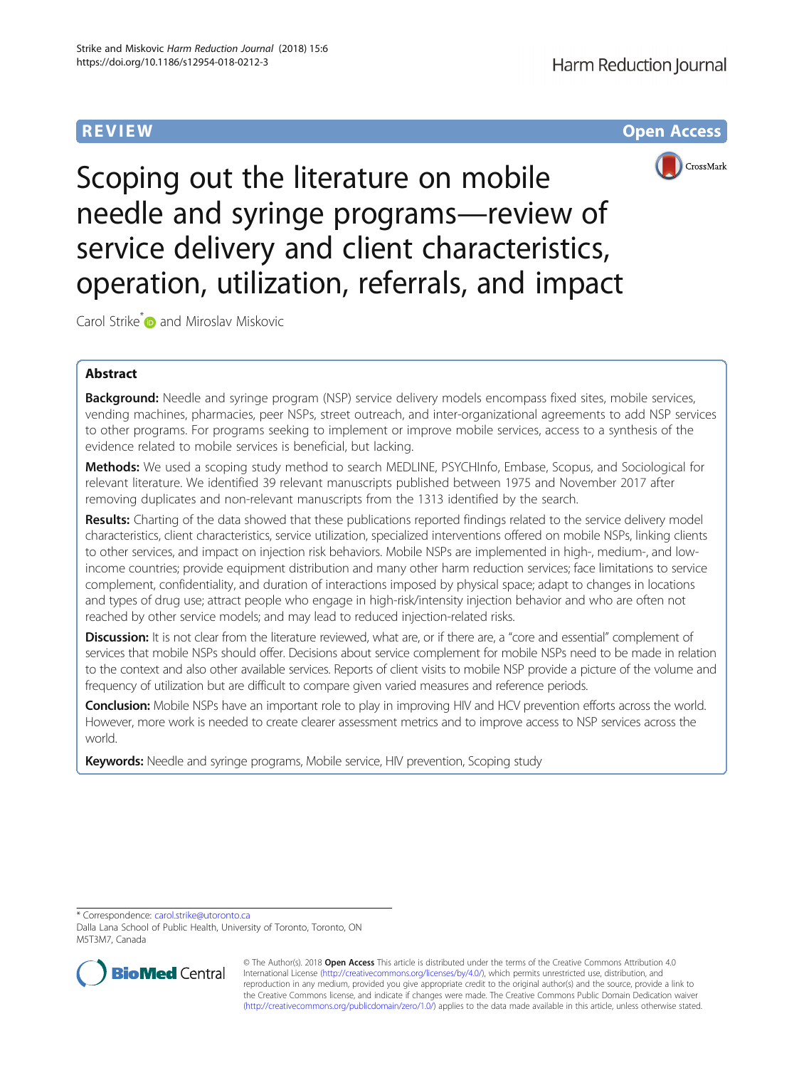REVIEW

Open Access

# Scoping out the literature on mobile needle and syringe programs—review of service delivery and client characteristics, operation, utilization, referrals, and impact

Carol Strike* and Miroslav Miskovic

## Abstract

**Background:** Needle and syringe program (NSP) service delivery models encompass fixed sites, mobile services, vending machines, pharmacies, peer NSPs, street outreach, and inter-organizational agreements to add NSP services to other programs. For programs seeking to implement or improve mobile services, access to a synthesis of the evidence related to mobile services is beneficial, but lacking.

**Methods:** We used a scoping study method to search MEDLINE, PSYCHInfo, Embase, Scopus, and Sociological for relevant literature. We identified 39 relevant manuscripts published between 1975 and November 2017 after removing duplicates and non-relevant manuscripts from the 1313 identified by the search.

**Results:** Charting of the data showed that these publications reported findings related to the service delivery model characteristics, client characteristics, service utilization, specialized interventions offered on mobile NSPs, linking clients to other services, and impact on injection risk behaviors. Mobile NSPs are implemented in high-, medium-, and low-income countries; provide equipment distribution and many other harm reduction services; face limitations to service complement, confidentiality, and duration of interactions imposed by physical space; adapt to changes in locations and types of drug use; attract people who engage in high-risk/intensity injection behavior and who are often not reached by other service models; and may lead to reduced injection-related risks.

**Discussion:** It is not clear from the literature reviewed, what are, or if there are, a "core and essential" complement of services that mobile NSPs should offer. Decisions about service complement for mobile NSPs need to be made in relation to the context and also other available services. Reports of client visits to mobile NSP provide a picture of the volume and frequency of utilization but are difficult to compare given varied measures and reference periods.

**Conclusion:** Mobile NSPs have an important role to play in improving HIV and HCV prevention efforts across the world. However, more work is needed to create clearer assessment metrics and to improve access to NSP services across the world.

**Keywords:** Needle and syringe programs, Mobile service, HIV prevention, Scoping study

---

* Correspondence: carol.strike@utoronto.ca

Dalla Lana School of Public Health, University of Toronto, Toronto, ON M5T3M7, Canada

© The Author(s). 2018 **Open Access** This article is distributed under the terms of the Creative Commons Attribution 4.0 International License (http://creativecommons.org/licenses/by/4.0/), which permits unrestricted use, distribution, and reproduction in any medium, provided you give appropriate credit to the original author(s) and the source, provide a link to the Creative Commons license, and indicate if changes were made. The Creative Commons Public Domain Dedication waiver (http://creativecommons.org/publicdomain/zero/1.0/) applies to the data made available in this article, unless otherwise stated.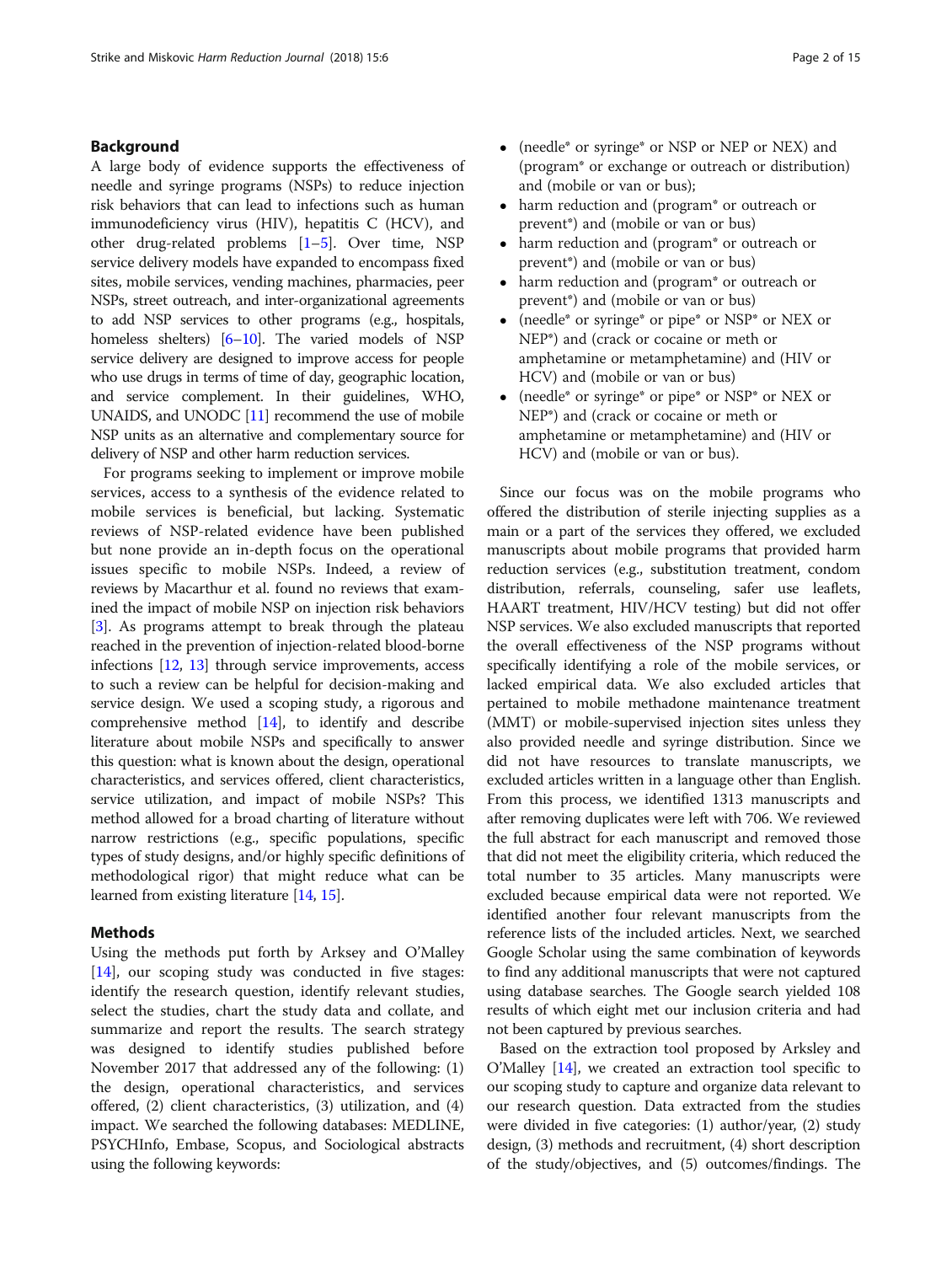## Background

A large body of evidence supports the effectiveness of needle and syringe programs (NSPs) to reduce injection risk behaviors that can lead to infections such as human immunodeficiency virus (HIV), hepatitis C (HCV), and other drug-related problems [1–5]. Over time, NSP service delivery models have expanded to encompass fixed sites, mobile services, vending machines, pharmacies, peer NSPs, street outreach, and inter-organizational agreements to add NSP services to other programs (e.g., hospitals, homeless shelters) [6–10]. The varied models of NSP service delivery are designed to improve access for people who use drugs in terms of time of day, geographic location, and service complement. In their guidelines, WHO, UNAIDS, and UNODC [11] recommend the use of mobile NSP units as an alternative and complementary source for delivery of NSP and other harm reduction services.

For programs seeking to implement or improve mobile services, access to a synthesis of the evidence related to mobile services is beneficial, but lacking. Systematic reviews of NSP-related evidence have been published but none provide an in-depth focus on the operational issues specific to mobile NSPs. Indeed, a review of reviews by Macarthur et al. found no reviews that examined the impact of mobile NSP on injection risk behaviors [3]. As programs attempt to break through the plateau reached in the prevention of injection-related blood-borne infections [12, 13] through service improvements, access to such a review can be helpful for decision-making and service design. We used a scoping study, a rigorous and comprehensive method [14], to identify and describe literature about mobile NSPs and specifically to answer this question: what is known about the design, operational characteristics, and services offered, client characteristics, service utilization, and impact of mobile NSPs? This method allowed for a broad charting of literature without narrow restrictions (e.g., specific populations, specific types of study designs, and/or highly specific definitions of methodological rigor) that might reduce what can be learned from existing literature [14, 15].

## Methods

Using the methods put forth by Arksey and O'Malley [14], our scoping study was conducted in five stages: identify the research question, identify relevant studies, select the studies, chart the study data and collate, and summarize and report the results. The search strategy was designed to identify studies published before November 2017 that addressed any of the following: (1) the design, operational characteristics, and services offered, (2) client characteristics, (3) utilization, and (4) impact. We searched the following databases: MEDLINE, PSYCHInfo, Embase, Scopus, and Sociological abstracts using the following keywords:

- (needle* or syringe* or NSP or NEP or NEX) and (program* or exchange or outreach or distribution) and (mobile or van or bus);
- harm reduction and (program* or outreach or prevent*) and (mobile or van or bus)
- harm reduction and (program* or outreach or prevent*) and (mobile or van or bus)
- harm reduction and (program* or outreach or prevent*) and (mobile or van or bus)
- (needle* or syringe* or pipe* or NSP* or NEX or NEP*) and (crack or cocaine or meth or amphetamine or metamphetamine) and (HIV or HCV) and (mobile or van or bus)
- (needle* or syringe* or pipe* or NSP* or NEX or NEP*) and (crack or cocaine or meth or amphetamine or metamphetamine) and (HIV or HCV) and (mobile or van or bus).

Since our focus was on the mobile programs who offered the distribution of sterile injecting supplies as a main or a part of the services they offered, we excluded manuscripts about mobile programs that provided harm reduction services (e.g., substitution treatment, condom distribution, referrals, counseling, safer use leaflets, HAART treatment, HIV/HCV testing) but did not offer NSP services. We also excluded manuscripts that reported the overall effectiveness of the NSP programs without specifically identifying a role of the mobile services, or lacked empirical data. We also excluded articles that pertained to mobile methadone maintenance treatment (MMT) or mobile-supervised injection sites unless they also provided needle and syringe distribution. Since we did not have resources to translate manuscripts, we excluded articles written in a language other than English. From this process, we identified 1313 manuscripts and after removing duplicates were left with 706. We reviewed the full abstract for each manuscript and removed those that did not meet the eligibility criteria, which reduced the total number to 35 articles. Many manuscripts were excluded because empirical data were not reported. We identified another four relevant manuscripts from the reference lists of the included articles. Next, we searched Google Scholar using the same combination of keywords to find any additional manuscripts that were not captured using database searches. The Google search yielded 108 results of which eight met our inclusion criteria and had not been captured by previous searches.

Based on the extraction tool proposed by Arksley and O'Malley [14], we created an extraction tool specific to our scoping study to capture and organize data relevant to our research question. Data extracted from the studies were divided in five categories: (1) author/year, (2) study design, (3) methods and recruitment, (4) short description of the study/objectives, and (5) outcomes/findings. The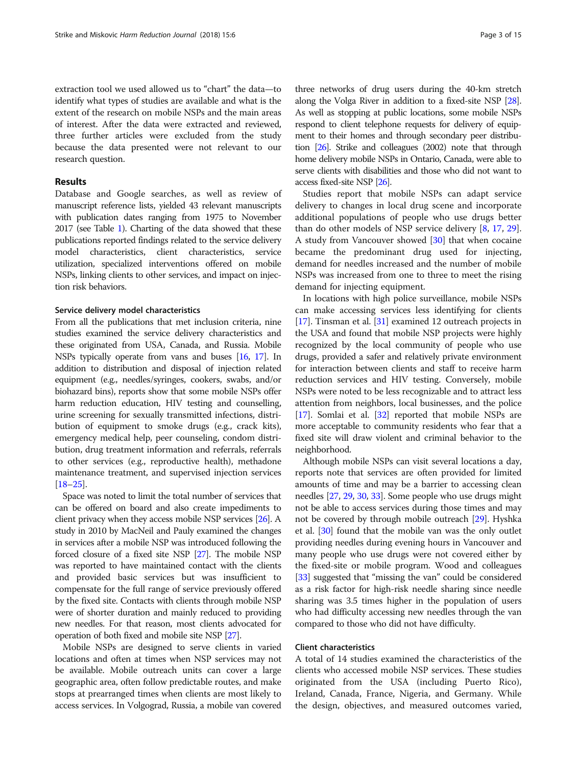extraction tool we used allowed us to "chart" the data—to identify what types of studies are available and what is the extent of the research on mobile NSPs and the main areas of interest. After the data were extracted and reviewed, three further articles were excluded from the study because the data presented were not relevant to our research question.

## Results

Database and Google searches, as well as review of manuscript reference lists, yielded 43 relevant manuscripts with publication dates ranging from 1975 to November 2017 (see Table 1). Charting of the data showed that these publications reported findings related to the service delivery model characteristics, client characteristics, service utilization, specialized interventions offered on mobile NSPs, linking clients to other services, and impact on injection risk behaviors.

### Service delivery model characteristics

From all the publications that met inclusion criteria, nine studies examined the service delivery characteristics and these originated from USA, Canada, and Russia. Mobile NSPs typically operate from vans and buses [16, 17]. In addition to distribution and disposal of injection related equipment (e.g., needles/syringes, cookers, swabs, and/or biohazard bins), reports show that some mobile NSPs offer harm reduction education, HIV testing and counselling, urine screening for sexually transmitted infections, distribution of equipment to smoke drugs (e.g., crack kits), emergency medical help, peer counseling, condom distribution, drug treatment information and referrals, referrals to other services (e.g., reproductive health), methadone maintenance treatment, and supervised injection services [18–25].

Space was noted to limit the total number of services that can be offered on board and also create impediments to client privacy when they access mobile NSP services [26]. A study in 2010 by MacNeil and Pauly examined the changes in services after a mobile NSP was introduced following the forced closure of a fixed site NSP [27]. The mobile NSP was reported to have maintained contact with the clients and provided basic services but was insufficient to compensate for the full range of service previously offered by the fixed site. Contacts with clients through mobile NSP were of shorter duration and mainly reduced to providing new needles. For that reason, most clients advocated for operation of both fixed and mobile site NSP [27].

Mobile NSPs are designed to serve clients in varied locations and often at times when NSP services may not be available. Mobile outreach units can cover a large geographic area, often follow predictable routes, and make stops at prearranged times when clients are most likely to access services. In Volgograd, Russia, a mobile van covered three networks of drug users during the 40-km stretch along the Volga River in addition to a fixed-site NSP [28]. As well as stopping at public locations, some mobile NSPs respond to client telephone requests for delivery of equipment to their homes and through secondary peer distribution [26]. Strike and colleagues (2002) note that through home delivery mobile NSPs in Ontario, Canada, were able to serve clients with disabilities and those who did not want to access fixed-site NSP [26].

Studies report that mobile NSPs can adapt service delivery to changes in local drug scene and incorporate additional populations of people who use drugs better than do other models of NSP service delivery [8, 17, 29]. A study from Vancouver showed [30] that when cocaine became the predominant drug used for injecting, demand for needles increased and the number of mobile NSPs was increased from one to three to meet the rising demand for injecting equipment.

In locations with high police surveillance, mobile NSPs can make accessing services less identifying for clients [17]. Tinsman et al. [31] examined 12 outreach projects in the USA and found that mobile NSP projects were highly recognized by the local community of people who use drugs, provided a safer and relatively private environment for interaction between clients and staff to receive harm reduction services and HIV testing. Conversely, mobile NSPs were noted to be less recognizable and to attract less attention from neighbors, local businesses, and the police [17]. Somlai et al. [32] reported that mobile NSPs are more acceptable to community residents who fear that a fixed site will draw violent and criminal behavior to the neighborhood.

Although mobile NSPs can visit several locations a day, reports note that services are often provided for limited amounts of time and may be a barrier to accessing clean needles [27, 29, 30, 33]. Some people who use drugs might not be able to access services during those times and may not be covered by through mobile outreach [29]. Hyshka et al. [30] found that the mobile van was the only outlet providing needles during evening hours in Vancouver and many people who use drugs were not covered either by the fixed-site or mobile program. Wood and colleagues [33] suggested that "missing the van" could be considered as a risk factor for high-risk needle sharing since needle sharing was 3.5 times higher in the population of users who had difficulty accessing new needles through the van compared to those who did not have difficulty.

### Client characteristics

A total of 14 studies examined the characteristics of the clients who accessed mobile NSP services. These studies originated from the USA (including Puerto Rico), Ireland, Canada, France, Nigeria, and Germany. While the design, objectives, and measured outcomes varied,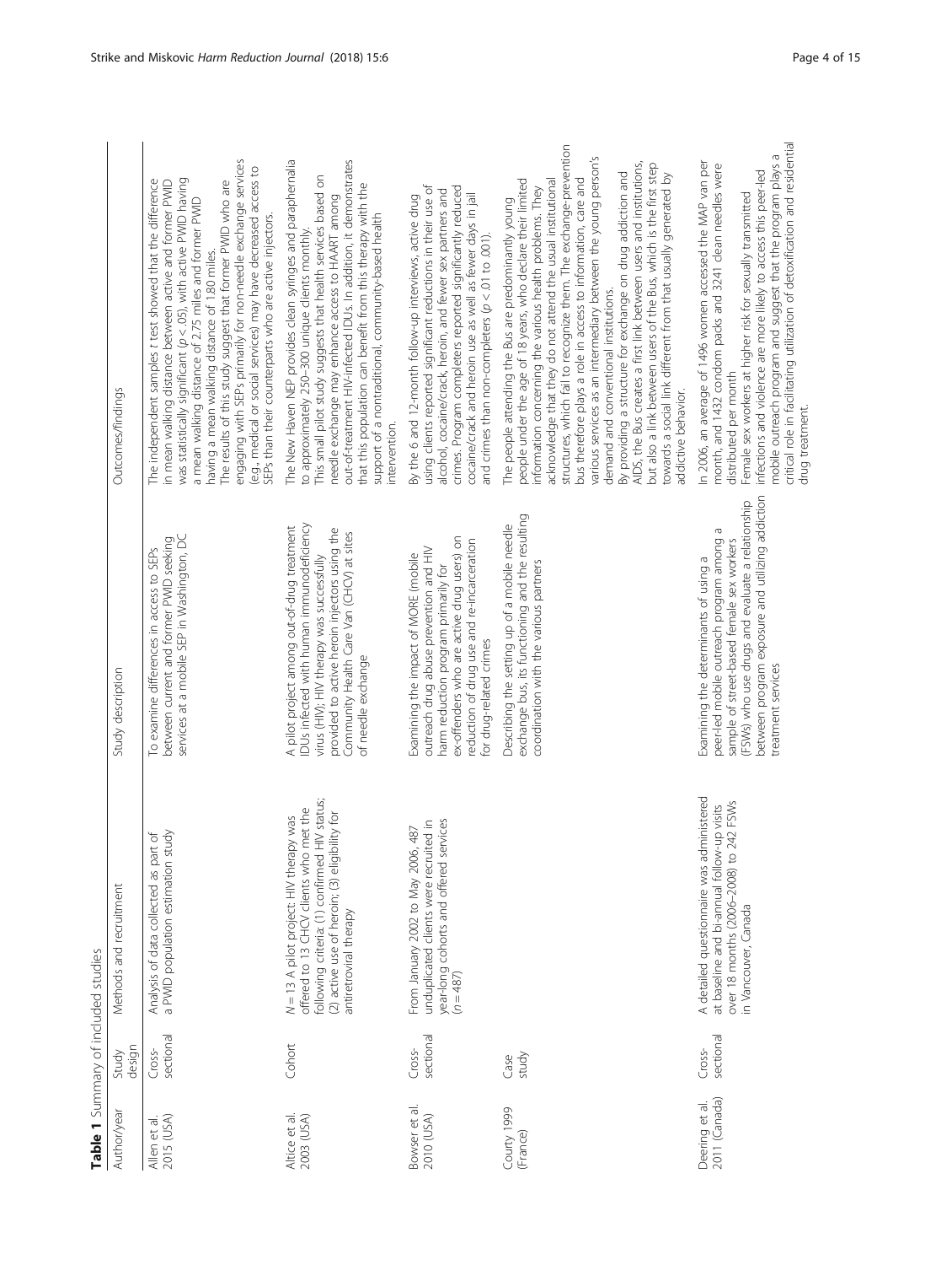**Table 1** Summary of included studies

| Author/year | Study design | Methods and recruitment | Study description | Outcomes/findings |
| --- | --- | --- | --- | --- |
| Allen et al. 2015 (USA) | Cross-sectional | Analysis of data collected as part of a PWID population estimation study | To examine differences in access to SEPs between current and former PWID seeking services at a mobile SEP in Washington, DC | The independent samples *t* test showed that the difference in mean walking distance between active and former PWID was statistically significant ($p < .05$), with active PWID having a mean walking distance of 2.75 miles and former PWID having a mean walking distance of 1.80 miles.<br>The results of this study suggest that former PWID who are engaging with SEPs primarily for non-needle exchange services (e.g., medical or social services) may have decreased access to SEPs than their counterparts who are active injectors. |
| Altice et al. 2003 (USA) | Cohort | $N = 13$ A pilot project: HIV therapy was offered to 13 CHCV clients who met the following criteria: (1) confirmed HIV status; (2) active use of heroin; (3) eligibility for antiretroviral therapy | A pilot project among out-of-drug treatment IDUs infected with human immunodeficiency virus (HIV); HIV therapy was successfully provided to active heroin injectors using the Community Health Care Van (CHCV) at sites of needle exchange | The New Haven NEP provides clean syringes and paraphernalia to approximately 250–300 unique clients monthly.<br>This small pilot study suggests that health services based on needle exchange may enhance access to HAART among out-of-treatment HIV-infected IDUs. In addition, it demonstrates that this population can benefit from this therapy with the support of a nontraditional, community-based health intervention. |
| Bowser et al. 2010 (USA) | Cross-sectional | From January 2002 to May 2006, 487 unduplicated clients were recruited in year-long cohorts and offered services ($n = 487$) | Examining the impact of MORE (mobile outreach drug abuse prevention and HIV harm reduction program primarily for ex-offenders who are active drug users) on reduction of drug use and re-incarceration for drug-related crimes | By the 6 and 12-month follow-up interviews, active drug using clients reported significant reductions in their use of alcohol, cocaine/crack, heroin, and fewer sex partners and crimes. Program completers reported significantly reduced cocaine/crack and heroin use as well as fewer days in jail and crimes than non-completers ($p < .01$ to $.001$). |
| Courty 1999 (France) | Case study | | Describing the setting up of a mobile needle exchange bus, its functioning and the resulting coordination with the various partners | The people attending the Bus are predominantly young people under the age of 18 years, who declare their limited information concerning the various health problems. They acknowledge that they do not attend the usual institutional structures, which fail to recognize them. The exchange-prevention bus therefore plays a role in access to information, care and various services as an intermediary between the young person's demand and conventional institutions.<br>By providing a structure for exchange on drug addiction and AIDS, the Bus creates a first link between users and institutions, but also a link between users of the Bus, which is the first step towards a social link different from that usually generated by addictive behavior. |
| Deering et al. 2011 (Canada) | Cross-sectional | A detailed questionnaire was administered at baseline and bi-annual follow-up visits over 18 months (2006–2008) to 242 FSWs in Vancouver, Canada | Examining the determinants of using a peer-led mobile outreach program among a sample of street-based female sex workers (FSWs) who use drugs and evaluate a relationship between program exposure and utilizing addiction treatment services | In 2006, an average of 1496 women accessed the MAP van per month, and 1432 condom packs and 3241 clean needles were distributed per month<br>Female sex workers at higher risk for sexually transmitted infections and violence are more likely to access this peer-led mobile outreach program and suggest that the program plays a critical role in facilitating utilization of detoxification and residential drug treatment. |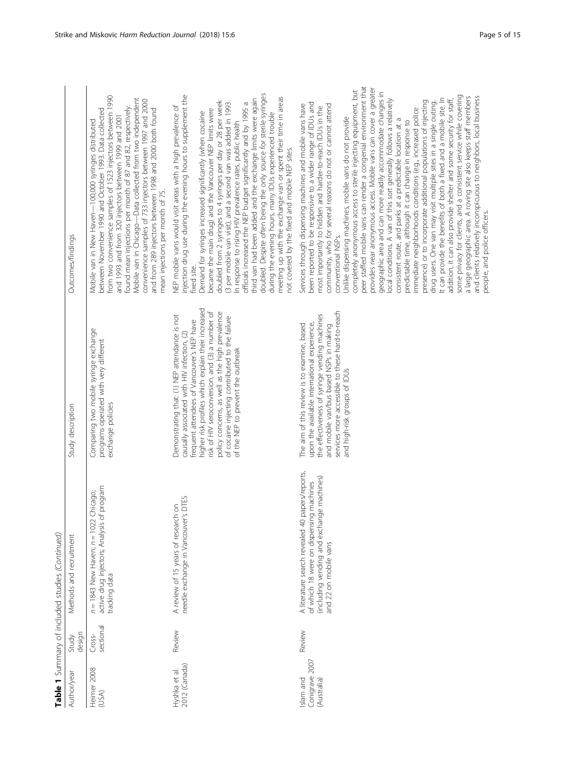**Table 1** Summary of included studies *(Continued)*

| Author/year | Study design | Methods and recruitment | Study description | Outcomes/findings |
|---|---|---|---|---|
| Heimer 2008 (USA) | Cross-sectional | n = 1843 New Haven; n = 1022 Chicago; active drug injectors; Analysis of program tracking data | Comparing two mobile syringe exchange programs operated with very different exchange policies | Mobile van in New Haven—100,000 syringes distributed between November 1990 and October 1993. Data collected from two convenience samples of 1523 injectors between 1990 and 1993 and from 320 injectors between 1999 and 2001 found mean injections per month of 87 and 82, respectively. Mobile van in Chicago—Data collected from two independent convenience samples of 733 injectors between 1997 and 2000 and from 289 injectors between 1998 and 2000 both found mean injections per month of 75. |
| Hyshka et al. 2012 (Canada) | Review | A review of 15 years of research on needle exchange in Vancouver's DTES | Demonstrating that: (1) NEP attendance is not causally associated with HIV infection, (2) frequent attendees of Vancouver's NEP have higher risk profiles which explain their increased risk of HIV seroconversion, and (3) a number of policy concerns, as well as the high prevalence of cocaine injecting contributed to the failure of the NEP to prevent the outbreak | NEP mobile vans would visit areas with a high prevalence of injection drug use during the evening hours to supplement the fixed site. Demand for syringes increased significantly (when cocaine became the main drug) and the Vancouver NEP limits were doubled from 2 syringes to 4 syringes per day or 28 per week (3 per mobile van visit), and a second van was added in 1993. In response to rising HIV prevalence rates, public health officials increased the NEP budget significantly and by 1995 a third van had been added and the exchange limits were again doubled. Despite often being the only source for sterile syringes during the evening hours, many IDUs experienced trouble meeting up with the exchange van or spent their time in areas not covered by the fixed and mobile NEP sites. |
| Islam and Conigrave 2007 (Australia) | Review | A literature search revealed 40 papers/reports, of which 18 were on dispensing machines (including vending and exchange machines) and 22 on mobile vans | The aim of this review is to examine, based upon the available international experience, the effectiveness of syringe vending machines and mobile van/bus based NSPs in making services more accessible to these hard-to-reach and high-risk groups of IDUs | Services through dispensing machines and mobile vans have been reported to be responsive to a wider range of IDUs and most importantly to hidden and harder-to-reach IDUs in the community, who for several reasons do not or cannot attend conventional NSPs. Unlike dispensing machines, mobile vans do not provide completely anonymous access to sterile injecting equipment, but peer staffed mobile vans can render a congenial environment that provides near anonymous access. Mobile vans can cover a greater geographic area and can more readily accommodate changes in local conditions. A van of this sort generally follows a relatively consistent route, and parks at a predictable location at a predictable time, although it can change in response to immediate neighborhoods conditions (e.g., increased police presence) or to incorporate additional populations of injecting drug users. One van may visit multiple sites in a single outing. It can provide the benefits of both a fixed and a mobile site. In addition, it can also provide shelter and some security for staff, some privacy for clients, and a consistent service while covering a large geographic area. A roving site also keeps staff members and clients relatively inconspicuous to neighbors, local business people, and police officers. |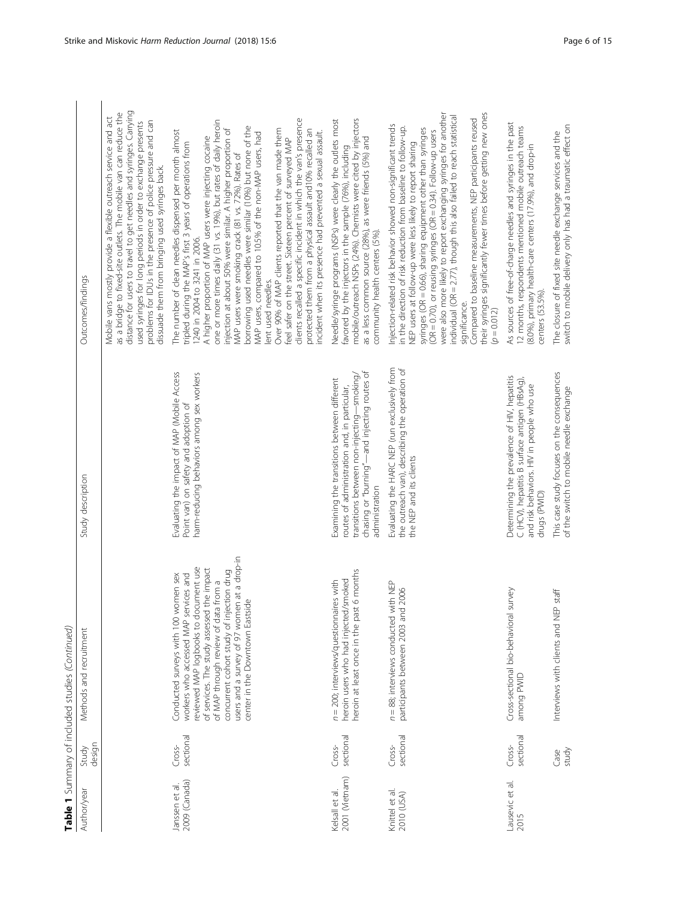**Table 1** Summary of included studies *(Continued)*

| Author/year | Study design | Methods and recruitment | Study description | Outcomes/findings |
|---|---|---|---|---|
| | | | | Mobile vans mostly provide a flexible outreach service and act as a bridge to fixed-site outlets. The mobile van can reduce the distance for users to travel to get needles and syringes. Carrying used syringes for long periods in order to exchange presents problems for IDUs in the presence of police pressure and can dissuade them from bringing used syringes back. |
| Janssen et al. 2009 (Canada) | Cross-sectional | Conducted surveys with 100 women sex workers who accessed MAP services and reviewed MAP logbooks to document use of services. The study assessed the impact of MAP through review of data from a concurrent cohort study of injection drug users and a survey of 97 women at a drop-in center in the Downtown Eastside | Evaluating the impact of MAP (Mobile Access Point van) on safety and adoption of harm-reducing behaviors among sex workers | The number of clean needles dispensed per month almost tripled during the MAP's first 3 years of operations from 1240 in 2004 to 3241 in 2006.<br>A higher proportion of MAP users were injecting cocaine one or more times daily (31 vs. 19%), but rates of daily heroin injection at about 50% were similar. A higher proportion of MAP users were smoking crack (81 vs. 72%). Rates of borrowing used needles were similar (10%) but none of the MAP users, compared to 10.5% of the non-MAP users, had lent used needles.<br>Over 90% of MAP clients reported that the van made them feel safer on the street. Sixteen percent of surveyed MAP clients recalled a specific incident in which the van's presence protected them from a physical assault and10% recalled an incident when its presence had prevented a sexual assault. |
| Kelsall et al. 2001 (Vietnam) | Cross-sectional | $n = 200$; interviews/questionnaires with heroin users who had injected/smoked heroin at least once in the past 6 months | Examining the transitions between different routes of administration and, in particular, transitions between non-injecting—smoking/chasing or "burning"—and injecting routes of administration | Needle/syringe programs (NSPs) were clearly the outlets most favored by the injectors in the sample (76%), including mobile/outreach NSPs (24%). Chemists were cited by injectors as a less common source (28%), as were friends (5%) and community health centers (5%). |
| Knittel et al. 2010 (USA) | Cross-sectional | $n = 88$; interviews conducted with NEP participants between 2003 and 2006 | Evaluating the HARC NEP (run exclusively from the outreach van), describing the operation of the NEP and its clients | Injection-related risk behavior showed non-significant trends in the direction of risk reduction from baseline to follow-up. NEP users at follow-up were less likely to report sharing syringes (OR = 0.66), sharing equipment other than syringes (OR = 0.70), or reusing syringes (OR = 0.34). Follow-up users were also more likely to report exchanging syringes for another individual (OR = 2.77), though this also failed to reach statistical significance.<br>Compared to baseline measurements, NEP participants reused their syringes significantly fewer times before getting new ones ($p = 0.012$) |
| Lausevic et al. 2015 | Cross-sectional | Cross-sectional bio-behavioral survey among PWID | Determining the prevalence of HIV, hepatitis C (HCV), hepatitis B surface antigen (HBsAg), and risk behaviors. HIV in people who use drugs (PWID) | As sources of free-of-charge needles and syringes in the past 12 months, respondents mentioned mobile outreach teams (8.0%), primary health-care centers (17.9%), and drop-in centers (53.5%). |
| | Case study | Interviews with clients and NEP staff | This case study focuses on the consequences of the switch to mobile needle exchange | The closure of fixed site needle exchange services and the switch to mobile delivery only has had a traumatic effect on |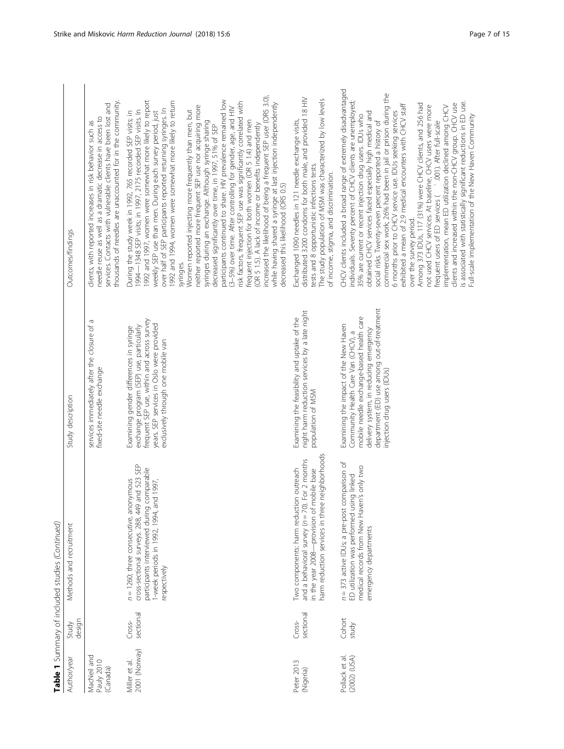**Table 1** Summary of included studies *(Continued)*

| Author/year | Study design | Methods and recruitment | Study description | Outcomes/findings |
|---|---|---|---|---|
| MacNeil and Pauly 2010 (Canada) | | | services immediately after the closure of a fixed-site needle exchange | clients, with reported increases in risk behavior such as needle reuse as well as a dramatic decrease in access to services. Contacts with vulnerable clients have been lost and thousands of needles are unaccounted for in the community. |
| Miller et al. 2001 (Norway) | Cross-sectional | n = 1260; three consecutive, anonymous cross-sectional surveys. 288, 449 and 523 SEP participants interviewed during comparable 1-week periods in 1992, 1994, and 1997, respectively | Examining gender differences in syringe exchange program (SEP) use, particularly frequent SEP use, within and across survey years. SEP services in Oslo were provided exclusively through one mobile van | During the study week in 1992, 765 recorded SEP visits; in 1994—1348 SEP visits; in 1997, 2175 recorded SEP visits. In 1992 and 1997, women were somewhat more likely to report weekly SEP use than men. During each survey period, just over half of SEP participants reported returning syringes. In 1992 and 1994, women were somewhat more likely to return syringes.<br>Women reported injecting more frequently than men, but neither reported more frequent SEP use nor acquiring more syringes during an exchange. Although syringe sharing decreased significantly over time, in 1997, 51% of SEP participants continued to share. HIV prevalence remained low (3–5%) over time. After controlling for gender, age, and HIV risk factors, frequent SEP use was significantly correlated with frequent injection for both women (OR 5 1.4) and men (OR 5 1.5). A lack of income or benefits independently increased the likelihood of being a frequent SEP user (OR5 3.0), while having shared a syringe at last injection independently decreased this likelihood (OR5 0.5) |
| Peter 2013 (Nigeria) | Cross-sectional | Two components: harm reduction outreach and a behavioral survey (n = 70). For 2 months in the year 2008—provision of mobile base harm reduction services in three neighborhoods | Examining the feasibility and uptake of the night harm reduction services by a late night population of MSM | Exchanged 1090 needles in 121 needle exchange visits, distributed 3200 condoms for both male, and provided 18 HIV tests and 8 opportunistic infections tests.<br>The study population of MSM was characterized by low levels of income, stigma, and discrimination. |
| Pollack et al. (2002) (USA) | Cohort study | n = 373 active IDUs; a pre-post comparison of ED utilization was performed using linked medical records from New Haven's only two emergency departments | Examining the impact of the New Haven Community Health Care Van (CHCV), a mobile needle exchange-based health care delivery system, in reducing emergency department (ED) use among out-of-treatment injection drug users (IDUs) | CHCV clients included a broad range of extremely disadvantaged individuals. Seventy percent of CHCV clients are unemployed; 35% are current or recent injection drug users. IDUs who obtained CHCV services faced especially high medical and social risks. Twenty-seven percent reported a history of commercial sex work; 26% had been in jail or prison during the 6 months prior to CHCV service use. IDUs seeking services exhibited a mean of 2.9 medical encounters with CHCV staff over the survey period.<br>Among 373 IDUs, 117 (31%) were CHCV clients, and 256 had not used CHCV services. At baseline, CHCV users were more frequent users of ED services ( .001). After full-scale implementation, mean ED utilization declined among CHCV clients and increased within the non-CHCV group. CHCV use is associated with statistically significant reductions in ED use. Full-scale implementation of the New Haven Community |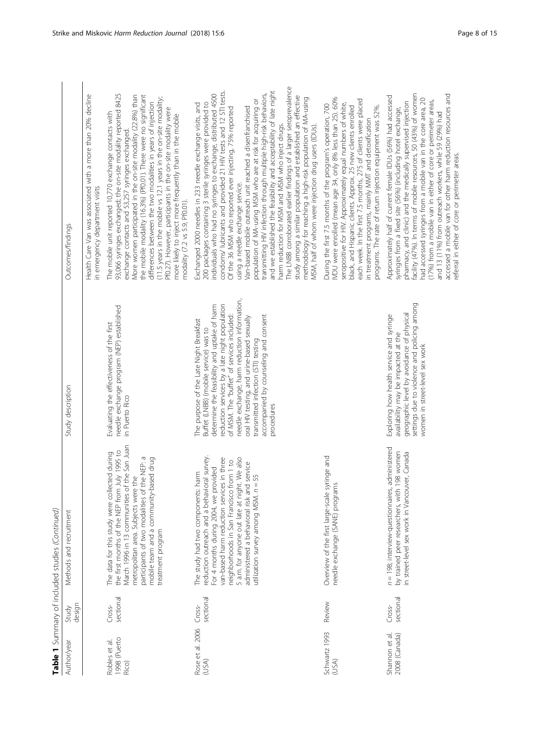**Table 1** Summary of included studies *(Continued)*

| Author/year | Study design | Methods and recruitment | Study description | Outcomes/findings |
|---|---|---|---|---|
| | | | | Health Care Van was associated with a more than 20% decline in emergency department visits |
| Robles et al. 1998 (Puerto Rico) | Cross-sectional | The data for this study were collected during the first months of the NEP from July 1995 to March 1996 in 13 communities of the San Juan metropolitan area. Subjects were the participants of two modalities of the NEP: a mobile team and a community-based drug treatment program | Evaluating the effectiveness of the first needle exchange program (NEP) established in Puerto Rico | The mobile unit reported 10,770 exchange contacts with 93,066 syringes exchanged; the on-site modality reported 8425 exchange contacts and 53,257 syringes exchanged. More women participated in the on-site modality (22.8%) than the mobile modality (16.3%) (P0.01). There were no significant differences between the two modalities in years of injection (11.5 years in the mobile vs 12.1 years in the on-site modality; P0.27). However, participants in the on-site modality were more likely to inject more frequently than in the mobile modality (7.2 vs 5.9; P0.01). |
| Rose et al. 2006 (USA) | Cross-sectional | The study had two components: harm reduction outreach and a behavioral survey. For 4 months during 2004, we provided van-based harm reduction services in three neighborhoods in San Francisco from 1 to 5 a.m. for anyone out late at night. We also administered a behavioral risk and service utilization survey among MSM. $n = 55$ | The purpose of the Late Night Breakfast Buffet (LNBB) (mobile service) was to determine the feasibility and uptake of harm reduction services by a late night population of MSM. The "buffet" of services included: needle exchange, harm reduction information, oral HIV testing, and urine-based sexually transmitted infection (STI) testing accompanied by counseling and consent procedures | Exchanged 2000 needles in 233 needle exchange visits, and 200 packages containing 3 sterile syringes were provided to individuals who had no syringes to exchange, distributed 4500 condoms/ lubricants and provided 21 HIV tests and 12 STI tests. Of the 36 MSM who reported ever injecting, 75% reported using a needle exchange service. Van-based mobile outreach unit reached a disenfranchised population of MA-using MSM who are at risk for acquiring or transmitting HIV infection through multiple high-risk behaviors, and we established the feasibility and acceptability of late night harm reduction for MSM and MSM who inject drugs. The LNBB corroborated earlier findings of a larger seroprevalence study among a similar population and established an effective methodology for reaching a high-risk population of MA-using MSM, half of whom were injection drug users (IDUs). |
| Schwartz 1993 (USA) | Review | Overview of the first large-scale syringe and needle exchange (SANE) programs | | During the first 7.5 months of the program's operation, 700 IVDU were enrolled (mean age 34, only 8% less than 25). 60% seropositive for HIV. Approximately equal numbers of white, black, and Hispanic clients. Approx. 25 new clients enrolled each week. In the first 7.5 months, 275 of clients were placed in treatment programs, mainly MMT and detoxification programs. The rate of return injection equipment was 52%. |
| Shannon et al. 2008 (Canada) | Cross-sectional | $n = 198$; interview-questionnaires, administered by trained peer researchers, with 198 women in street-level sex work in Vancouver, Canada | Exploring how health service and syringe availability may be impacted at the geographic level by avoidance of physical settings due to violence and policing among women in street-level sex work | Approximately half of current female IDUs (56%) had accessed syringes from a fixed site (56%) (including hotel exchange, pharmacy, and clinic) and the medically supervised injection facility (47%). In terms of mobile resources, 50 (43%) of women had accessed syringes from a mobile van in the core area, 20 (17%) from a mobile van in either of core or perimeter areas, and 13 (11%) from outreach workers, while 59 (29%) had accessed a mobile van for other harm reduction resources and referral in either of core or perimeter areas. |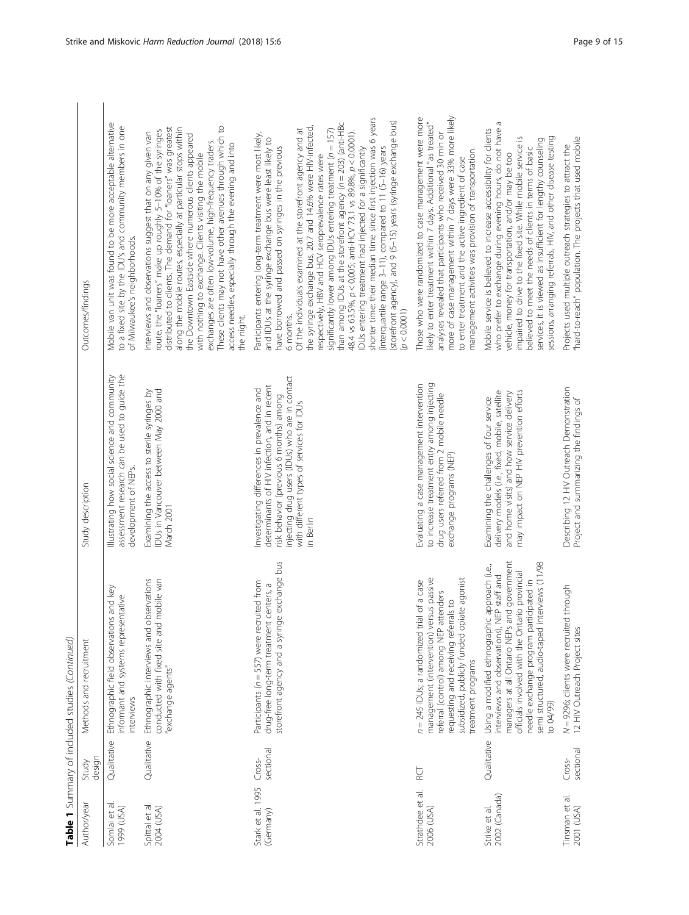**Table 1** Summary of included studies *(Continued)*

| Author/year | Study design | Methods and recruitment | Study description | Outcomes/findings |
|---|---|---|---|---|
| Somlai et al. 1999 (USA) | Qualitative | Ethnographic field observations and key informant and systems representative interviews | Illustrating how social science and community assessment research can be used to guide the development of NEPs. | Mobile van unit was found to be more acceptable alternative to a fixed site by the IDU's and community members in one of Milwaukee's neighborhoods. |
| Spittal et al. 2004 (USA) | Qualitative | Ethnographic interviews and observations conducted with fixed site and mobile van "exchange agents" | Examining the access to sterile syringes by IDUs in Vancouver between May 2000 and March 2001 | Interviews and observations suggest that on any given van route, the "loaners" make up roughly 5–10% of the syringes distributed to clients. The demand for "loaners" was greatest along the mobile routes, especially at particular stops within the Downtown Eastside where numerous clients appeared with nothing to exchange. Clients visiting the mobile exchanges are often low-volume, high-frequency traders. These clients may not have other avenues through which to access needles, especially through the evening and into the night. |
| Stark et al. 1995 (Germany) | Cross-sectional | Participants (n = 557) were recruited from drug-free long-term treatment centers, a storefront agency and a syringe exchange bus | Investigating differences in prevalence and determinants of HIV infection, and in recent risk behavior (previous 6 months) among injecting drug users (IDUs) who are in contact with different types of services for IDUs in Berlin | Participants entering long-term treatment were most likely, and IDUs at the syringe exchange bus were least likely to have borrowed and passed on syringes in the previous 6 months.<br>Of the individuals examined at the storefront agency and at the syringe exchange bus, 20.7 and 14.6% were HIV-infected, respectively. HBV and HCV seroprevalence rates were significantly lower among IDUs entering treatment (n = 157) than among IDUs at the storefront agency (n = 203) (anti-HBc 48.4 vs 63.5%, $p < 0.005$; anti-HCV 73.1 vs 89.8%, $p < 0.0001$). IDUs entering treatment had injected for a significantly shorter time: their median time since first injection was 6 years (interquartile range 3–11), compared to 11 (5–16) years (storefront agency), and 9 (5–15) years (syringe exchange bus) ($p < 0.0001$) |
| Strathdee et al. 2006 (USA) | RCT | n = 245 IDUs; a randomized trial of a case management (intervention) versus passive referral (control) among NEP attenders requesting and receiving referrals to subsidized, publicly funded opiate agonist treatment programs | Evaluating a case management intervention to increase treatment entry among injecting drug users referred from 2 mobile needle exchange programs (NEP) | Those who were randomized to case management were more likely to enter treatment within 7 days. Additional "as treated" analyses revealed that participants who received 30 min or more of case management within 7 days were 33% more likely to enter treatment and the active ingredient of case management activities was provision of transportation. |
| Strike et al. 2002 (Canada) | Qualitative | Using a modified ethnographic approach (i.e., interviews and observations), NEP staff and managers at all Ontario NEPs and government officials involved with the Ontario provincial needle exchange program participated in semi structured, audio-taped interviews (11/98 to 04/99) | Examining the challenges of four service delivery models (i.e., fixed, mobile, satellite and home visits) and how service delivery may impact on NEP HIV prevention efforts | Mobile service is believed to increase accessibility for clients who prefer to exchange during evening hours, do not have a vehicle, money for transportation, and/or may be too impaired to drive to the fixed site. While mobile service is believed to meet the needs of clients in terms of basic services, it is viewed as insufficient for lengthy counseling sessions, arranging referrals, HIV, and other disease testing |
| Tinsman et al. 2001 (USA) | Cross-sectional | N = 9296; clients were recruited through 12 HIV Outreach Project sites | Describing 12 HIV Outreach Demonstration Project and summarizing the findings of | Projects used multiple outreach strategies to attract the "hard-to-reach" population. The projects that used mobile |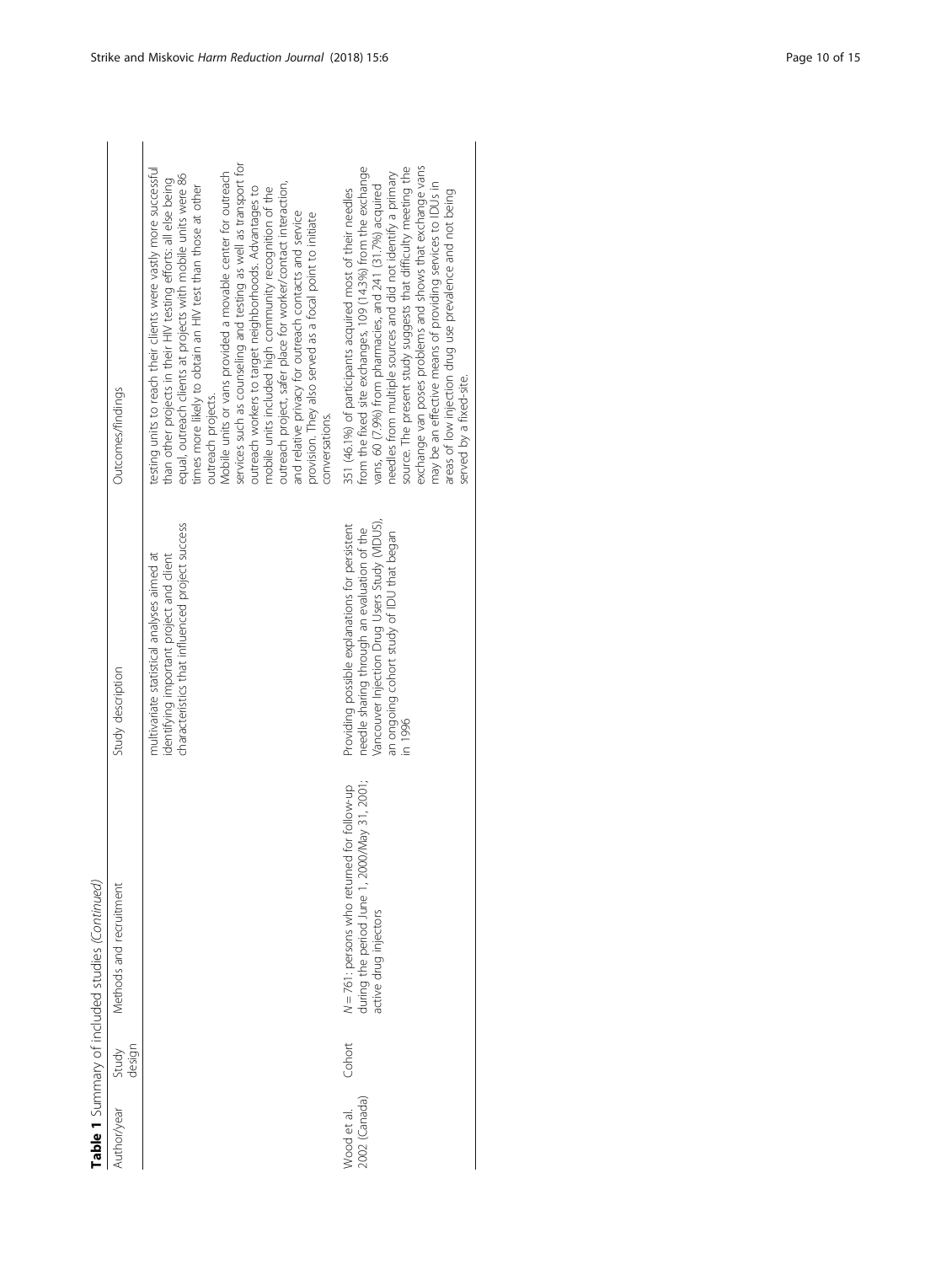**Table 1** Summary of included studies *(Continued)*

| Author/year | Study design | Methods and recruitment | Study description | Outcomes/findings |
| --- | --- | --- | --- | --- |
| | | | multivariate statistical analyses aimed at identifying important project and client characteristics that influenced project success | testing units to reach their clients were vastly more successful than other projects in their HIV testing efforts: all else being equal, outreach clients at projects with mobile units were 86 times more likely to obtain an HIV test than those at other outreach projects. Mobile units or vans provided a movable center for outreach services such as counseling and testing as well as transport for outreach workers to target neighborhoods. Advantages to mobile units included high community recognition of the outreach project, safer place for worker/contact interaction, and relative privacy for outreach contacts and service provision. They also served as a focal point to initiate conversations. |
| Wood et al. 2002 (Canada) | Cohort | *N* = 761: persons who returned for follow-up during the period June 1, 2000/May 31, 2001; active drug injectors | Providing possible explanations for persistent needle sharing through an evaluation of the Vancouver Injection Drug Users Study (VIDUS), an ongoing cohort study of IDU that began in 1996 | 351 (46.1%) of participants acquired most of their needles from the fixed site exchanges, 109 (14.3%) from the exchange vans, 60 (7.9%) from pharmacies, and 241 (31.7%) acquired needles from multiple sources and did not identify a primary source. The present study suggests that difficulty meeting the exchange van poses problems and shows that exchange vans may be an effective means of providing services to IDUs in areas of low injection drug use prevalence and not being served by a fixed-site. |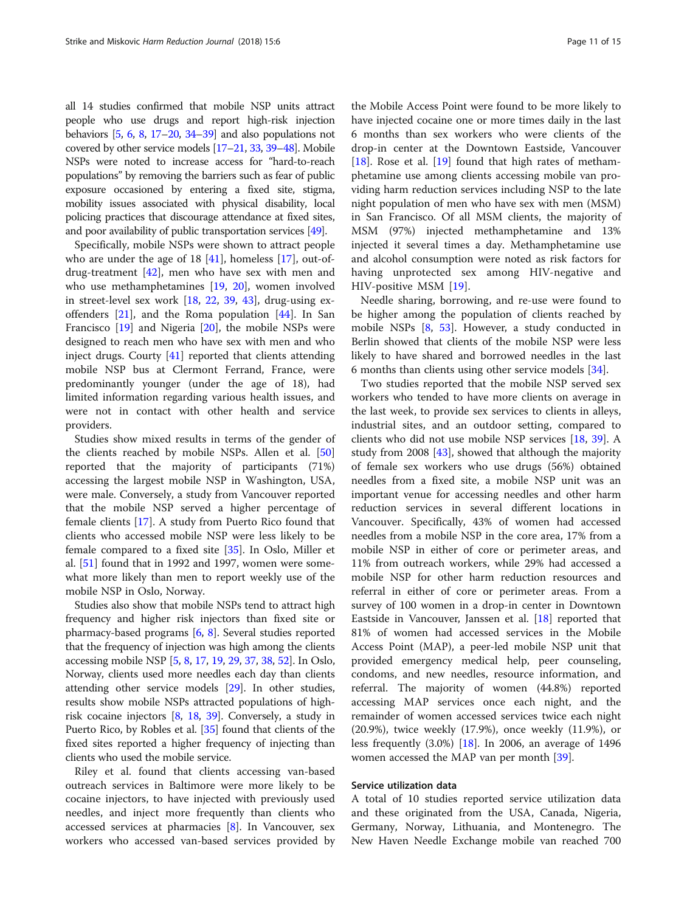all 14 studies confirmed that mobile NSP units attract people who use drugs and report high-risk injection behaviors [5, 6, 8, 17–20, 34–39] and also populations not covered by other service models [17–21, 33, 39–48]. Mobile NSPs were noted to increase access for "hard-to-reach populations" by removing the barriers such as fear of public exposure occasioned by entering a fixed site, stigma, mobility issues associated with physical disability, local policing practices that discourage attendance at fixed sites, and poor availability of public transportation services [49].

Specifically, mobile NSPs were shown to attract people who are under the age of 18 [41], homeless [17], out-of-drug-treatment [42], men who have sex with men and who use methamphetamines [19, 20], women involved in street-level sex work [18, 22, 39, 43], drug-using ex-offenders [21], and the Roma population [44]. In San Francisco [19] and Nigeria [20], the mobile NSPs were designed to reach men who have sex with men and who inject drugs. Courty [41] reported that clients attending mobile NSP bus at Clermont Ferrand, France, were predominantly younger (under the age of 18), had limited information regarding various health issues, and were not in contact with other health and service providers.

Studies show mixed results in terms of the gender of the clients reached by mobile NSPs. Allen et al. [50] reported that the majority of participants (71%) accessing the largest mobile NSP in Washington, USA, were male. Conversely, a study from Vancouver reported that the mobile NSP served a higher percentage of female clients [17]. A study from Puerto Rico found that clients who accessed mobile NSP were less likely to be female compared to a fixed site [35]. In Oslo, Miller et al. [51] found that in 1992 and 1997, women were somewhat more likely than men to report weekly use of the mobile NSP in Oslo, Norway.

Studies also show that mobile NSPs tend to attract high frequency and higher risk injectors than fixed site or pharmacy-based programs [6, 8]. Several studies reported that the frequency of injection was high among the clients accessing mobile NSP [5, 8, 17, 19, 29, 37, 38, 52]. In Oslo, Norway, clients used more needles each day than clients attending other service models [29]. In other studies, results show mobile NSPs attracted populations of high-risk cocaine injectors [8, 18, 39]. Conversely, a study in Puerto Rico, by Robles et al. [35] found that clients of the fixed sites reported a higher frequency of injecting than clients who used the mobile service.

Riley et al. found that clients accessing van-based outreach services in Baltimore were more likely to be cocaine injectors, to have injected with previously used needles, and inject more frequently than clients who accessed services at pharmacies [8]. In Vancouver, sex workers who accessed van-based services provided by the Mobile Access Point were found to be more likely to have injected cocaine one or more times daily in the last 6 months than sex workers who were clients of the drop-in center at the Downtown Eastside, Vancouver [18]. Rose et al. [19] found that high rates of methamphetamine use among clients accessing mobile van providing harm reduction services including NSP to the late night population of men who have sex with men (MSM) in San Francisco. Of all MSM clients, the majority of MSM (97%) injected methamphetamine and 13% injected it several times a day. Methamphetamine use and alcohol consumption were noted as risk factors for having unprotected sex among HIV-negative and HIV-positive MSM [19].

Needle sharing, borrowing, and re-use were found to be higher among the population of clients reached by mobile NSPs [8, 53]. However, a study conducted in Berlin showed that clients of the mobile NSP were less likely to have shared and borrowed needles in the last 6 months than clients using other service models [34].

Two studies reported that the mobile NSP served sex workers who tended to have more clients on average in the last week, to provide sex services to clients in alleys, industrial sites, and an outdoor setting, compared to clients who did not use mobile NSP services [18, 39]. A study from 2008 [43], showed that although the majority of female sex workers who use drugs (56%) obtained needles from a fixed site, a mobile NSP unit was an important venue for accessing needles and other harm reduction services in several different locations in Vancouver. Specifically, 43% of women had accessed needles from a mobile NSP in the core area, 17% from a mobile NSP in either of core or perimeter areas, and 11% from outreach workers, while 29% had accessed a mobile NSP for other harm reduction resources and referral in either of core or perimeter areas. From a survey of 100 women in a drop-in center in Downtown Eastside in Vancouver, Janssen et al. [18] reported that 81% of women had accessed services in the Mobile Access Point (MAP), a peer-led mobile NSP unit that provided emergency medical help, peer counseling, condoms, and new needles, resource information, and referral. The majority of women (44.8%) reported accessing MAP services once each night, and the remainder of women accessed services twice each night (20.9%), twice weekly (17.9%), once weekly (11.9%), or less frequently (3.0%) [18]. In 2006, an average of 1496 women accessed the MAP van per month [39].

### Service utilization data

A total of 10 studies reported service utilization data and these originated from the USA, Canada, Nigeria, Germany, Norway, Lithuania, and Montenegro. The New Haven Needle Exchange mobile van reached 700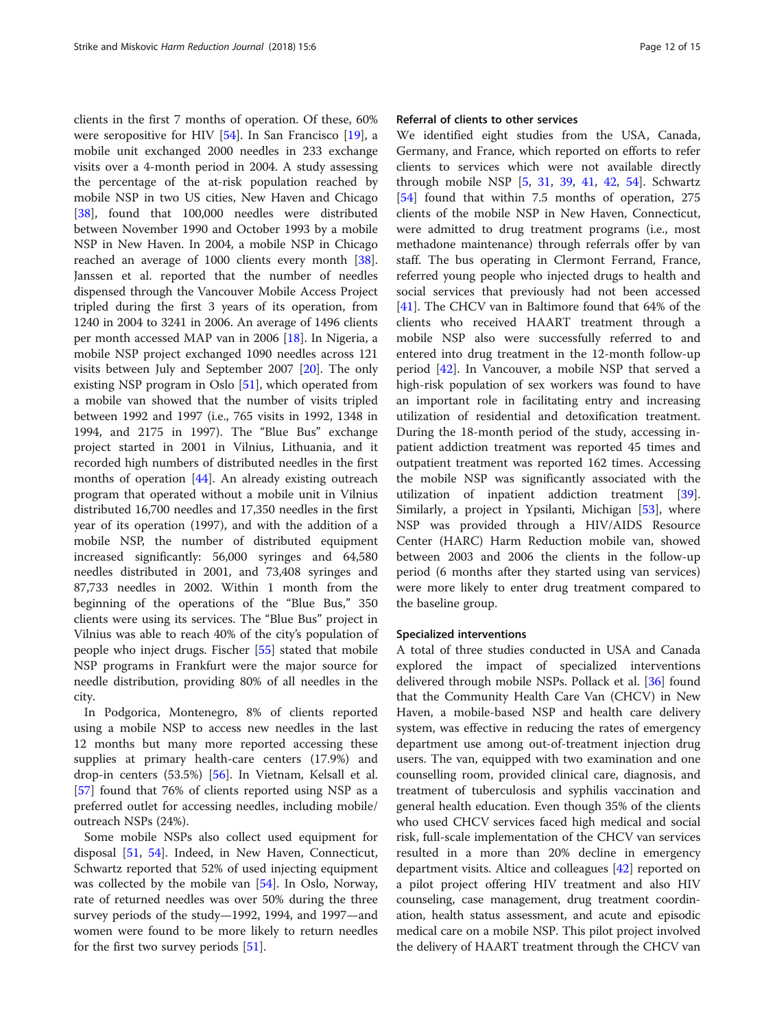clients in the first 7 months of operation. Of these, 60% were seropositive for HIV [54]. In San Francisco [19], a mobile unit exchanged 2000 needles in 233 exchange visits over a 4-month period in 2004. A study assessing the percentage of the at-risk population reached by mobile NSP in two US cities, New Haven and Chicago [38], found that 100,000 needles were distributed between November 1990 and October 1993 by a mobile NSP in New Haven. In 2004, a mobile NSP in Chicago reached an average of 1000 clients every month [38]. Janssen et al. reported that the number of needles dispensed through the Vancouver Mobile Access Project tripled during the first 3 years of its operation, from 1240 in 2004 to 3241 in 2006. An average of 1496 clients per month accessed MAP van in 2006 [18]. In Nigeria, a mobile NSP project exchanged 1090 needles across 121 visits between July and September 2007 [20]. The only existing NSP program in Oslo [51], which operated from a mobile van showed that the number of visits tripled between 1992 and 1997 (i.e., 765 visits in 1992, 1348 in 1994, and 2175 in 1997). The "Blue Bus" exchange project started in 2001 in Vilnius, Lithuania, and it recorded high numbers of distributed needles in the first months of operation [44]. An already existing outreach program that operated without a mobile unit in Vilnius distributed 16,700 needles and 17,350 needles in the first year of its operation (1997), and with the addition of a mobile NSP, the number of distributed equipment increased significantly: 56,000 syringes and 64,580 needles distributed in 2001, and 73,408 syringes and 87,733 needles in 2002. Within 1 month from the beginning of the operations of the "Blue Bus," 350 clients were using its services. The "Blue Bus" project in Vilnius was able to reach 40% of the city's population of people who inject drugs. Fischer [55] stated that mobile NSP programs in Frankfurt were the major source for needle distribution, providing 80% of all needles in the city.

In Podgorica, Montenegro, 8% of clients reported using a mobile NSP to access new needles in the last 12 months but many more reported accessing these supplies at primary health-care centers (17.9%) and drop-in centers (53.5%) [56]. In Vietnam, Kelsall et al. [57] found that 76% of clients reported using NSP as a preferred outlet for accessing needles, including mobile/outreach NSPs (24%).

Some mobile NSPs also collect used equipment for disposal [51, 54]. Indeed, in New Haven, Connecticut, Schwartz reported that 52% of used injecting equipment was collected by the mobile van [54]. In Oslo, Norway, rate of returned needles was over 50% during the three survey periods of the study—1992, 1994, and 1997—and women were found to be more likely to return needles for the first two survey periods [51].

### Referral of clients to other services

We identified eight studies from the USA, Canada, Germany, and France, which reported on efforts to refer clients to services which were not available directly through mobile NSP [5, 31, 39, 41, 42, 54]. Schwartz [54] found that within 7.5 months of operation, 275 clients of the mobile NSP in New Haven, Connecticut, were admitted to drug treatment programs (i.e., most methadone maintenance) through referrals offer by van staff. The bus operating in Clermont Ferrand, France, referred young people who injected drugs to health and social services that previously had not been accessed [41]. The CHCV van in Baltimore found that 64% of the clients who received HAART treatment through a mobile NSP also were successfully referred to and entered into drug treatment in the 12-month follow-up period [42]. In Vancouver, a mobile NSP that served a high-risk population of sex workers was found to have an important role in facilitating entry and increasing utilization of residential and detoxification treatment. During the 18-month period of the study, accessing in-patient addiction treatment was reported 45 times and outpatient treatment was reported 162 times. Accessing the mobile NSP was significantly associated with the utilization of inpatient addiction treatment [39]. Similarly, a project in Ypsilanti, Michigan [53], where NSP was provided through a HIV/AIDS Resource Center (HARC) Harm Reduction mobile van, showed between 2003 and 2006 the clients in the follow-up period (6 months after they started using van services) were more likely to enter drug treatment compared to the baseline group.

### Specialized interventions

A total of three studies conducted in USA and Canada explored the impact of specialized interventions delivered through mobile NSPs. Pollack et al. [36] found that the Community Health Care Van (CHCV) in New Haven, a mobile-based NSP and health care delivery system, was effective in reducing the rates of emergency department use among out-of-treatment injection drug users. The van, equipped with two examination and one counselling room, provided clinical care, diagnosis, and treatment of tuberculosis and syphilis vaccination and general health education. Even though 35% of the clients who used CHCV services faced high medical and social risk, full-scale implementation of the CHCV van services resulted in a more than 20% decline in emergency department visits. Altice and colleagues [42] reported on a pilot project offering HIV treatment and also HIV counseling, case management, drug treatment coordination, health status assessment, and acute and episodic medical care on a mobile NSP. This pilot project involved the delivery of HAART treatment through the CHCV van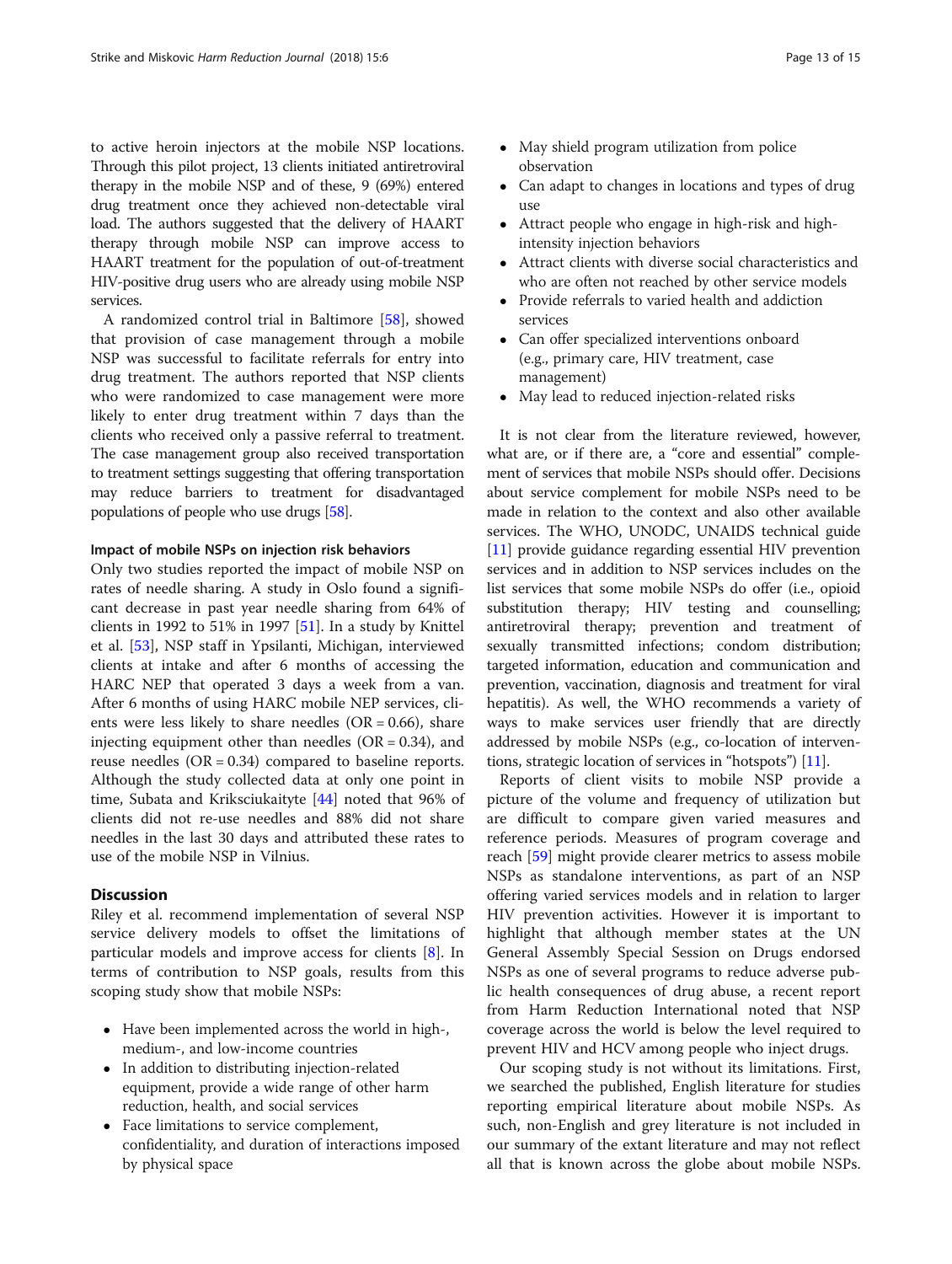to active heroin injectors at the mobile NSP locations. Through this pilot project, 13 clients initiated antiretroviral therapy in the mobile NSP and of these, 9 (69%) entered drug treatment once they achieved non-detectable viral load. The authors suggested that the delivery of HAART therapy through mobile NSP can improve access to HAART treatment for the population of out-of-treatment HIV-positive drug users who are already using mobile NSP services.

A randomized control trial in Baltimore [58], showed that provision of case management through a mobile NSP was successful to facilitate referrals for entry into drug treatment. The authors reported that NSP clients who were randomized to case management were more likely to enter drug treatment within 7 days than the clients who received only a passive referral to treatment. The case management group also received transportation to treatment settings suggesting that offering transportation may reduce barriers to treatment for disadvantaged populations of people who use drugs [58].

#### Impact of mobile NSPs on injection risk behaviors

Only two studies reported the impact of mobile NSP on rates of needle sharing. A study in Oslo found a significant decrease in past year needle sharing from 64% of clients in 1992 to 51% in 1997 [51]. In a study by Knittel et al. [53], NSP staff in Ypsilanti, Michigan, interviewed clients at intake and after 6 months of accessing the HARC NEP that operated 3 days a week from a van. After 6 months of using HARC mobile NEP services, clients were less likely to share needles (OR = 0.66), share injecting equipment other than needles (OR = 0.34), and reuse needles (OR = 0.34) compared to baseline reports. Although the study collected data at only one point in time, Subata and Kriksciukaityte [44] noted that 96% of clients did not re-use needles and 88% did not share needles in the last 30 days and attributed these rates to use of the mobile NSP in Vilnius.

## Discussion

Riley et al. recommend implementation of several NSP service delivery models to offset the limitations of particular models and improve access for clients [8]. In terms of contribution to NSP goals, results from this scoping study show that mobile NSPs:

- Have been implemented across the world in high-, medium-, and low-income countries
- In addition to distributing injection-related equipment, provide a wide range of other harm reduction, health, and social services
- Face limitations to service complement, confidentiality, and duration of interactions imposed by physical space
- May shield program utilization from police observation
- Can adapt to changes in locations and types of drug use
- Attract people who engage in high-risk and high-intensity injection behaviors
- Attract clients with diverse social characteristics and who are often not reached by other service models
- Provide referrals to varied health and addiction services
- Can offer specialized interventions onboard (e.g., primary care, HIV treatment, case management)
- May lead to reduced injection-related risks

It is not clear from the literature reviewed, however, what are, or if there are, a "core and essential" complement of services that mobile NSPs should offer. Decisions about service complement for mobile NSPs need to be made in relation to the context and also other available services. The WHO, UNODC, UNAIDS technical guide [11] provide guidance regarding essential HIV prevention services and in addition to NSP services includes on the list services that some mobile NSPs do offer (i.e., opioid substitution therapy; HIV testing and counselling; antiretroviral therapy; prevention and treatment of sexually transmitted infections; condom distribution; targeted information, education and communication and prevention, vaccination, diagnosis and treatment for viral hepatitis). As well, the WHO recommends a variety of ways to make services user friendly that are directly addressed by mobile NSPs (e.g., co-location of interventions, strategic location of services in "hotspots") [11].

Reports of client visits to mobile NSP provide a picture of the volume and frequency of utilization but are difficult to compare given varied measures and reference periods. Measures of program coverage and reach [59] might provide clearer metrics to assess mobile NSPs as standalone interventions, as part of an NSP offering varied services models and in relation to larger HIV prevention activities. However it is important to highlight that although member states at the UN General Assembly Special Session on Drugs endorsed NSPs as one of several programs to reduce adverse public health consequences of drug abuse, a recent report from Harm Reduction International noted that NSP coverage across the world is below the level required to prevent HIV and HCV among people who inject drugs.

Our scoping study is not without its limitations. First, we searched the published, English literature for studies reporting empirical literature about mobile NSPs. As such, non-English and grey literature is not included in our summary of the extant literature and may not reflect all that is known across the globe about mobile NSPs.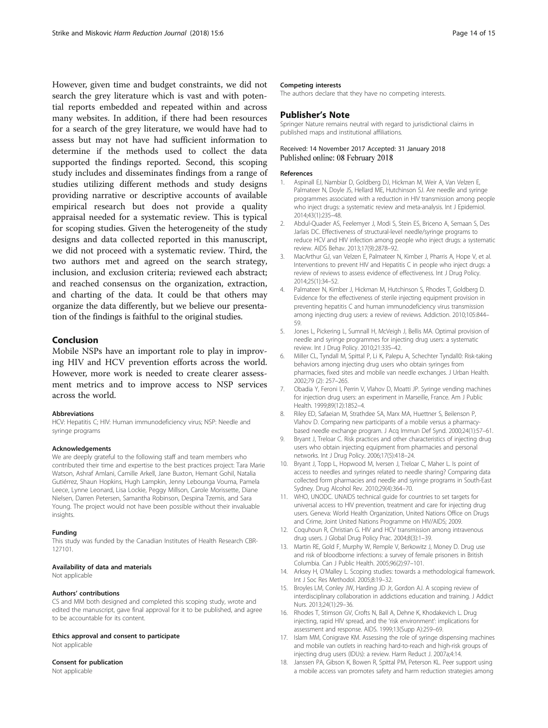However, given time and budget constraints, we did not search the grey literature which is vast and with potential reports embedded and repeated within and across many websites. In addition, if there had been resources for a search of the grey literature, we would have had to assess but may not have had sufficient information to determine if the methods used to collect the data supported the findings reported. Second, this scoping study includes and disseminates findings from a range of studies utilizing different methods and study designs providing narrative or descriptive accounts of available empirical research but does not provide a quality appraisal needed for a systematic review. This is typical for scoping studies. Given the heterogeneity of the study designs and data collected reported in this manuscript, we did not proceed with a systematic review. Third, the two authors met and agreed on the search strategy, inclusion, and exclusion criteria; reviewed each abstract; and reached consensus on the organization, extraction, and charting of the data. It could be that others may organize the data differently, but we believe our presentation of the findings is faithful to the original studies.

## Conclusion

Mobile NSPs have an important role to play in improving HIV and HCV prevention efforts across the world. However, more work is needed to create clearer assessment metrics and to improve access to NSP services across the world.

#### Abbreviations

HCV: Hepatitis C; HIV: Human immunodeficiency virus; NSP: Needle and syringe programs

#### Acknowledgements

We are deeply grateful to the following staff and team members who contributed their time and expertise to the best practices project: Tara Marie Watson, Ashraf Amlani, Camille Arkell, Jane Buxton, Hemant Gohil, Natalia Gutiérrez, Shaun Hopkins, Hugh Lampkin, Jenny Lebounga Vouma, Pamela Leece, Lynne Leonard, Lisa Lockie, Peggy Millson, Carole Morissette, Diane Nielsen, Darren Petersen, Samantha Robinson, Despina Tzemis, and Sara Young. The project would not have been possible without their invaluable insights.

#### Funding

This study was funded by the Canadian Institutes of Health Research CBR-127101.

#### Availability of data and materials

Not applicable

#### Authors' contributions

CS and MM both designed and completed this scoping study, wrote and edited the manuscript, gave final approval for it to be published, and agree to be accountable for its content.

#### Ethics approval and consent to participate

Not applicable

#### Consent for publication

Not applicable

#### Competing interests

The authors declare that they have no competing interests.

## Publisher's Note

Springer Nature remains neutral with regard to jurisdictional claims in published maps and institutional affiliations.

Received: 14 November 2017 Accepted: 31 January 2018
Published online: 08 February 2018

#### References

1. Aspinall EJ, Nambiar D, Goldberg DJ, Hickman M, Weir A, Van Velzen E, Palmateer N, Doyle JS, Hellard ME, Hutchinson SJ. Are needle and syringe programmes associated with a reduction in HIV transmission among people who inject drugs: a systematic review and meta-analysis. Int J Epidemiol. 2014;43(1):235–48.
2. Abdul-Quader AS, Feelemyer J, Modi S, Stein ES, Briceno A, Semaan S, Des Jarlais DC. Effectiveness of structural-level needle/syringe programs to reduce HCV and HIV infection among people who inject drugs: a systematic review. AIDS Behav. 2013;17(9):2878–92.
3. MacArthur GJ, van Velzen E, Palmateer N, Kimber J, Pharris A, Hope V, et al. Interventions to prevent HIV and Hepatitis C in people who inject drugs: a review of reviews to assess evidence of effectiveness. Int J Drug Policy. 2014;25(1):34–52.
4. Palmateer N, Kimber J, Hickman M, Hutchinson S, Rhodes T, Goldberg D. Evidence for the effectiveness of sterile injecting equipment provision in preventing hepatitis C and human immunodeficiency virus transmission among injecting drug users: a review of reviews. Addiction. 2010;105:844–59.
5. Jones L, Pickering L, Sumnall H, McVeigh J, Bellis MA. Optimal provision of needle and syringe programmes for injecting drug users: a systematic review. Int J Drug Policy. 2010;21:335–42.
6. Miller CL, Tyndall M, Spittal P, Li K, Palepu A, Schechter Tyndall0: Risk-taking behaviors among injecting drug users who obtain syringes from pharmacies, fixed sites and mobile van needle exchanges. J Urban Health. 2002;79 (2): 257–265.
7. Obadia Y, Feroni I, Perrin V, Vlahov D, Moatti JP. Syringe vending machines for injection drug users: an experiment in Marseille, France. Am J Public Health. 1999;89(12):1852–4.
8. Riley ED, Safaeian M, Strathdee SA, Marx MA, Huettner S, Beilenson P, Vlahov D. Comparing new participants of a mobile versus a pharmacy-based needle exchange program. J Acq Immun Def Synd. 2000;24(1):57–61.
9. Bryant J, Treloar C. Risk practices and other characteristics of injecting drug users who obtain injecting equipment from pharmacies and personal networks. Int J Drug Policy. 2006;17(5):418–24.
10. Bryant J, Topp L, Hopwood M, Iversen J, Treloar C, Maher L. Is point of access to needles and syringes related to needle sharing? Comparing data collected form pharmacies and needle and syringe programs in South-East Sydney. Drug Alcohol Rev. 2010;29(4):364–70.
11. WHO, UNODC. UNAIDS technical guide for countries to set targets for universal access to HIV prevention, treatment and care for injecting drug users. Geneva: World Health Organization, United Nations Office on Drugs and Crime, Joint United Nations Programme on HIV/AIDS; 2009.
12. Coquhoun R, Christian G. HIV and HCV transmission among intravenous drug users. J Global Drug Policy Prac. 2004;8(3):1–39.
13. Martin RE, Gold F, Murphy W, Remple V, Berkowitz J, Money D. Drug use and risk of bloodborne infections: a survey of female prisoners in British Columbia. Can J Public Health. 2005;96(2):97–101.
14. Arksey H, O'Malley L. Scoping studies: towards a methodological framework. Int J Soc Res Methodol. 2005;8:19–32.
15. Broyles LM, Conley JW, Harding JD Jr, Gordon AJ. A scoping review of interdisciplinary collaboration in addictions education and training. J Addict Nurs. 2013;24(1):29–36.
16. Rhodes T, Stimson GV, Crofts N, Ball A, Dehne K, Khodakevich L. Drug injecting, rapid HIV spread, and the 'risk environment': implications for assessment and response. AIDS. 1999;13(Supp A):259–69.
17. Islam MM, Conigrave KM. Assessing the role of syringe dispensing machines and mobile van outlets in reaching hard-to-reach and high-risk groups of injecting drug users (IDUs): a review. Harm Reduct J. 2007a;4:14.
18. Janssen PA, Gibson K, Bowen R, Spittal PM, Peterson KL. Peer support using a mobile access van promotes safety and harm reduction strategies among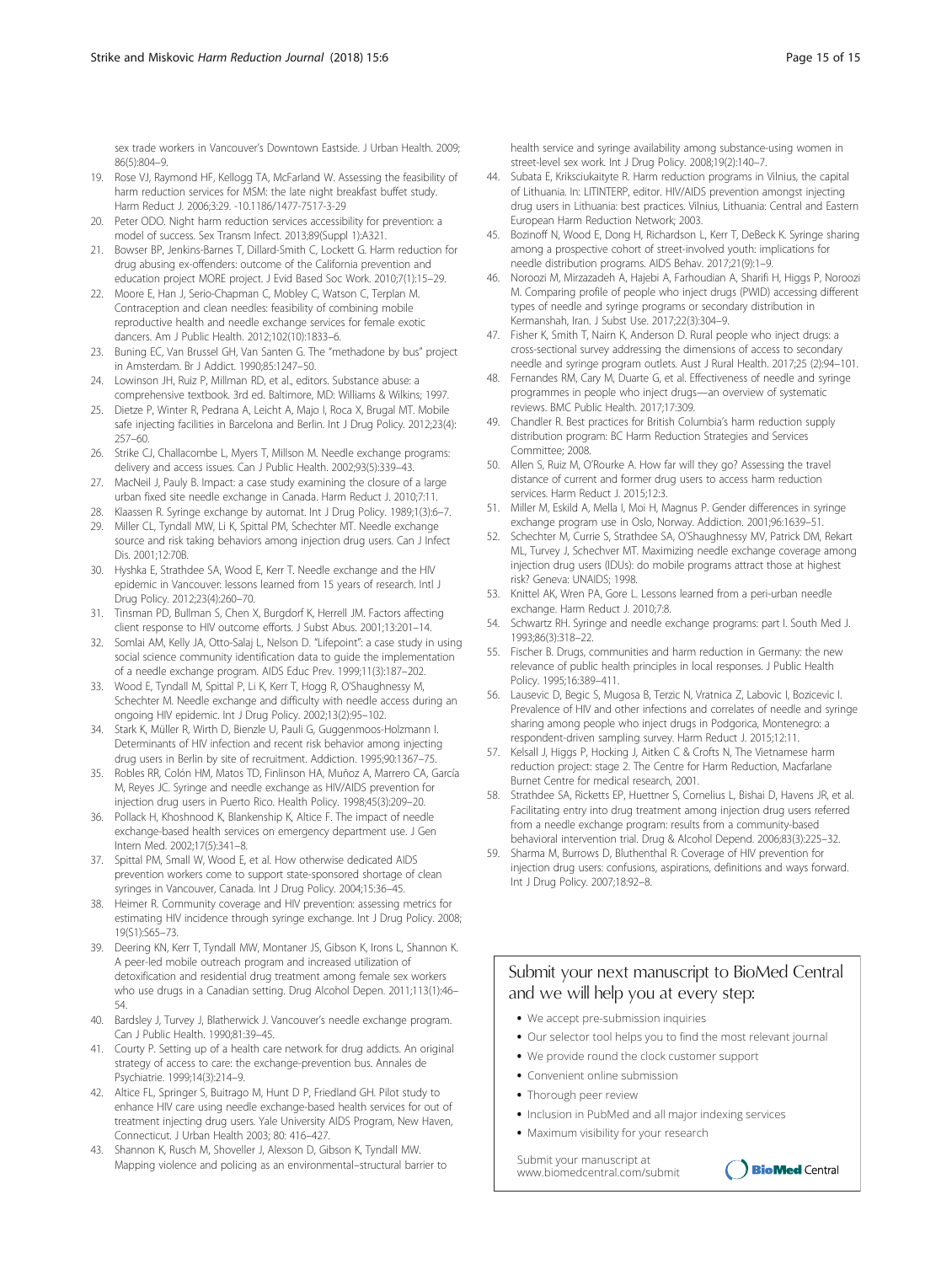sex trade workers in Vancouver's Downtown Eastside. J Urban Health. 2009; 86(5):804–9.

19. Rose VJ, Raymond HF, Kellogg TA, McFarland W. Assessing the feasibility of harm reduction services for MSM: the late night breakfast buffet study. Harm Reduct J. 2006;3:29. -10.1186/1477-7517-3-29
20. Peter ODO. Night harm reduction services accessibility for prevention: a model of success. Sex Transm Infect. 2013;89(Suppl 1):A321.
21. Bowser BP, Jenkins-Barnes T, Dillard-Smith C, Lockett G. Harm reduction for drug abusing ex-offenders: outcome of the California prevention and education project MORE project. J Evid Based Soc Work. 2010;7(1):15–29.
22. Moore E, Han J, Serio-Chapman C, Mobley C, Watson C, Terplan M. Contraception and clean needles: feasibility of combining mobile reproductive health and needle exchange services for female exotic dancers. Am J Public Health. 2012;102(10):1833–6.
23. Buning EC, Van Brussel GH, Van Santen G. The "methadone by bus" project in Amsterdam. Br J Addict. 1990;85:1247–50.
24. Lowinson JH, Ruiz P, Millman RD, et al., editors. Substance abuse: a comprehensive textbook. 3rd ed. Baltimore, MD: Williams & Wilkins; 1997.
25. Dietze P, Winter R, Pedrana A, Leicht A, Majo I, Roca X, Brugal MT. Mobile safe injecting facilities in Barcelona and Berlin. Int J Drug Policy. 2012;23(4): 257–60.
26. Strike CJ, Challacombe L, Myers T, Millson M. Needle exchange programs: delivery and access issues. Can J Public Health. 2002;93(5):339–43.
27. MacNeil J, Pauly B. Impact: a case study examining the closure of a large urban fixed site needle exchange in Canada. Harm Reduct J. 2010;7:11.
28. Klaassen R. Syringe exchange by automat. Int J Drug Policy. 1989;1(3):6–7.
29. Miller CL, Tyndall MW, Li K, Spittal PM, Schechter MT. Needle exchange source and risk taking behaviors among injection drug users. Can J Infect Dis. 2001;12:70B.
30. Hyshka E, Strathdee SA, Wood E, Kerr T. Needle exchange and the HIV epidemic in Vancouver: lessons learned from 15 years of research. Intl J Drug Policy. 2012;23(4):260–70.
31. Tinsman PD, Bullman S, Chen X, Burgdorf K, Herrell JM. Factors affecting client response to HIV outcome efforts. J Subst Abus. 2001;13:201–14.
32. Somlai AM, Kelly JA, Otto-Salaj L, Nelson D. "Lifepoint": a case study in using social science community identification data to guide the implementation of a needle exchange program. AIDS Educ Prev. 1999;11(3):187–202.
33. Wood E, Tyndall M, Spittal P, Li K, Kerr T, Hogg R, O'Shaughnessy M, Schechter M. Needle exchange and difficulty with needle access during an ongoing HIV epidemic. Int J Drug Policy. 2002;13(2):95–102.
34. Stark K, Müller R, Wirth D, Bienzle U, Pauli G, Guggenmoos-Holzmann I. Determinants of HIV infection and recent risk behavior among injecting drug users in Berlin by site of recruitment. Addiction. 1995;90:1367–75.
35. Robles RR, Colón HM, Matos TD, Finlinson HA, Muñoz A, Marrero CA, García M, Reyes JC. Syringe and needle exchange as HIV/AIDS prevention for injection drug users in Puerto Rico. Health Policy. 1998;45(3):209–20.
36. Pollack H, Khoshnood K, Blankenship K, Altice F. The impact of needle exchange-based health services on emergency department use. J Gen Intern Med. 2002;17(5):341–8.
37. Spittal PM, Small W, Wood E, et al. How otherwise dedicated AIDS prevention workers come to support state-sponsored shortage of clean syringes in Vancouver, Canada. Int J Drug Policy. 2004;15:36–45.
38. Heimer R. Community coverage and HIV prevention: assessing metrics for estimating HIV incidence through syringe exchange. Int J Drug Policy. 2008; 19(S1):S65–73.
39. Deering KN, Kerr T, Tyndall MW, Montaner JS, Gibson K, Irons L, Shannon K. A peer-led mobile outreach program and increased utilization of detoxification and residential drug treatment among female sex workers who use drugs in a Canadian setting. Drug Alcohol Depen. 2011;113(1):46–54.
40. Bardsley J, Turvey J, Blatherwick J. Vancouver's needle exchange program. Can J Public Health. 1990;81:39–45.
41. Courty P. Setting up of a health care network for drug addicts. An original strategy of access to care: the exchange-prevention bus. Annales de Psychiatrie. 1999;14(3):214–9.
42. Altice FL, Springer S, Buitrago M, Hunt D P, Friedland GH. Pilot study to enhance HIV care using needle exchange-based health services for out of treatment injecting drug users. Yale University AIDS Program, New Haven, Connecticut. J Urban Health 2003; 80: 416–427.
43. Shannon K, Rusch M, Shoveller J, Alexson D, Gibson K, Tyndall MW. Mapping violence and policing as an environmental–structural barrier to health service and syringe availability among substance-using women in street-level sex work. Int J Drug Policy. 2008;19(2):140–7.
44. Subata E, Kriksciukaityte R. Harm reduction programs in Vilnius, the capital of Lithuania. In: LITINTERP, editor. HIV/AIDS prevention amongst injecting drug users in Lithuania: best practices. Vilnius, Lithuania: Central and Eastern European Harm Reduction Network; 2003.
45. Bozinoff N, Wood E, Dong H, Richardson L, Kerr T, DeBeck K. Syringe sharing among a prospective cohort of street-involved youth: implications for needle distribution programs. AIDS Behav. 2017;21(9):1–9.
46. Noroozi M, Mirzazadeh A, Hajebi A, Farhoudian A, Sharifi H, Higgs P, Noroozi M. Comparing profile of people who inject drugs (PWID) accessing different types of needle and syringe programs or secondary distribution in Kermanshah, Iran. J Subst Use. 2017;22(3):304–9.
47. Fisher K, Smith T, Nairn K, Anderson D. Rural people who inject drugs: a cross-sectional survey addressing the dimensions of access to secondary needle and syringe program outlets. Aust J Rural Health. 2017;25 (2):94–101.
48. Fernandes RM, Cary M, Duarte G, et al. Effectiveness of needle and syringe programmes in people who inject drugs—an overview of systematic reviews. BMC Public Health. 2017;17:309.
49. Chandler R. Best practices for British Columbia's harm reduction supply distribution program: BC Harm Reduction Strategies and Services Committee; 2008.
50. Allen S, Ruiz M, O'Rourke A. How far will they go? Assessing the travel distance of current and former drug users to access harm reduction services. Harm Reduct J. 2015;12:3.
51. Miller M, Eskild A, Mella I, Moi H, Magnus P. Gender differences in syringe exchange program use in Oslo, Norway. Addiction. 2001;96:1639–51.
52. Schechter M, Currie S, Strathdee SA, O'Shaughnessy MV, Patrick DM, Rekart ML, Turvey J, Schechver MT. Maximizing needle exchange coverage among injection drug users (IDUs): do mobile programs attract those at highest risk? Geneva: UNAIDS; 1998.
53. Knittel AK, Wren PA, Gore L. Lessons learned from a peri-urban needle exchange. Harm Reduct J. 2010;7:8.
54. Schwartz RH. Syringe and needle exchange programs: part I. South Med J. 1993;86(3):318–22.
55. Fischer B. Drugs, communities and harm reduction in Germany: the new relevance of public health principles in local responses. J Public Health Policy. 1995;16:389–411.
56. Lausevic D, Begic S, Mugosa B, Terzic N, Vratnica Z, Labovic I, Bozicevic I. Prevalence of HIV and other infections and correlates of needle and syringe sharing among people who inject drugs in Podgorica, Montenegro: a respondent-driven sampling survey. Harm Reduct J. 2015;12:11.
57. Kelsall J, Higgs P, Hocking J, Aitken C & Crofts N, The Vietnamese harm reduction project: stage 2. The Centre for Harm Reduction, Macfarlane Burnet Centre for medical research, 2001.
58. Strathdee SA, Ricketts EP, Huettner S, Cornelius L, Bishai D, Havens JR, et al. Facilitating entry into drug treatment among injection drug users referred from a needle exchange program: results from a community-based behavioral intervention trial. Drug & Alcohol Depend. 2006;83(3):225–32.
59. Sharma M, Burrows D, Bluthenthal R. Coverage of HIV prevention for injection drug users: confusions, aspirations, definitions and ways forward. Int J Drug Policy. 2007;18:92–8.

## Submit your next manuscript to BioMed Central and we will help you at every step:

- We accept pre-submission inquiries
- Our selector tool helps you to find the most relevant journal
- We provide round the clock customer support
- Convenient online submission
- Thorough peer review
- Inclusion in PubMed and all major indexing services
- Maximum visibility for your research

Submit your manuscript at www.biomedcentral.com/submit

BioMed Central